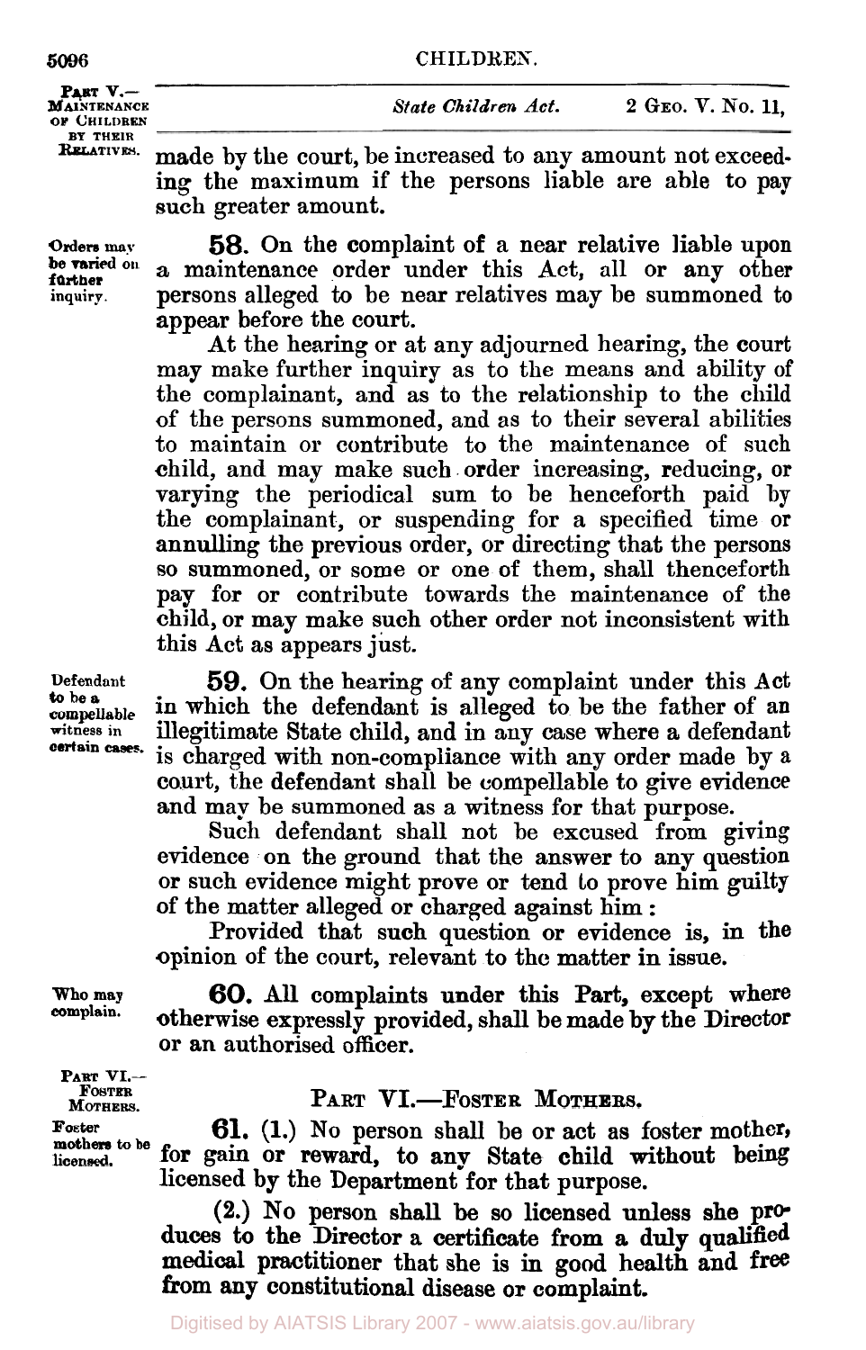made by the court, be increased to any amount not exceeding the maximum if the persons liable are able to pay such greater amount.

*Orders may be varied on further inquiry.*

**58.** On the complaint of a near relative liable upon a maintenance order under this Act, all or any other persons alleged to be near relatives may be summoned to appear before the court.

At the hearing or at any adjourned hearing, the court may make further inquiry as to the means and ability of the complainant, and as to the relationship to the child of the persons summoned, and as to their several abilities to maintain or contribute to the maintenance of such child, and may make such order increasing, reducing, or varying the periodical sum to be henceforth paid by the complainant, or suspending for a specified time or annulling the previous order, or directing that the persons so summoned, or some or one of them, shall thenceforth pay for or contribute towards the maintenance of the child, or may make such other order not inconsistent with this Act as appears just.

*Defendant to be a compellable witness in certain cases.*

**59.** On the hearing of any complaint under this Act in which the defendant is alleged to be the father of an illegitimate State child, and in any case where a defendant is charged with non-compliance with any order made by a court, the defendant shall be compellable to give evidence and may be summoned as a witness for that purpose.

Such defendant shall not be excused from giving evidence on the ground that the answer to any question or such evidence might prove or tend to prove him guilty of the matter alleged or charged against him:

Provided that such question or evidence is, in the opinion of the court, relevant to the matter in issue.

*Who may complain.*

**60.** All complaints under this Part, except where otherwise expressly provided, shall be made by the Director or an authorised officer.

## PART VI.—FOSTER MOTHERS.

*Foster mothers to be licensed.*

**61.** (1.) No person shall be or act as foster mother, for gain or reward, to any State child without being licensed by the Department for that purpose.

(2.) No person shall be so licensed unless she produces to the Director a certificate from a duly qualified medical practitioner that she is in good health and free from any constitutional disease or complaint.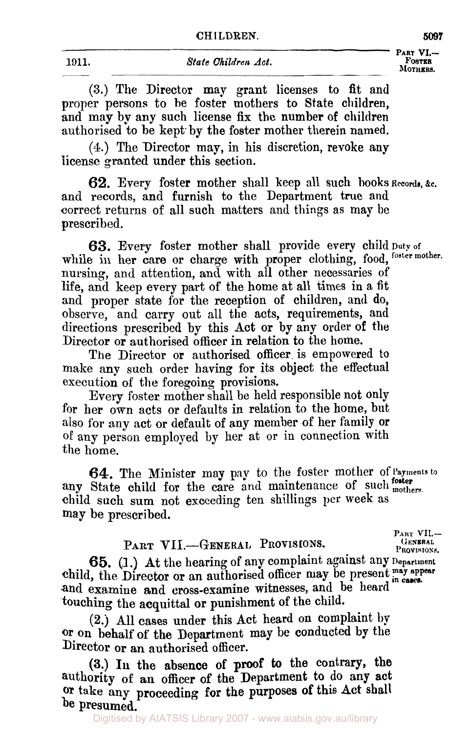(3.) The Director may grant licenses to fit and proper persons to be foster mothers to State children, and may by any such license fix the number of children authorised to be kept by the foster mother therein named.

(4.) The Director may, in his discretion, revoke any license granted under this section.

**62.** Every foster mother shall keep all such books and records, and furnish to the Department true and correct returns of all such matters and things as may be prescribed.

Records, &c.

**63.** Every foster mother shall provide every child while in her care or charge with proper clothing, food, nursing, and attention, and with all other necessaries of life, and keep every part of the home at all times in a fit and proper state for the reception of children, and do, observe, and carry out all the acts, requirements, and directions prescribed by this Act or by any order of the Director or authorised officer in relation to the home.

Duty of foster mother.

The Director or authorised officer is empowered to make any such order having for its object the effectual execution of the foregoing provisions.

Every foster mother shall be held responsible not only for her own acts or defaults in relation to the home, but also for any act or default of any member of her family or of any person employed by her at or in connection with the home.

**64.** The Minister may pay to the foster mother of any State child for the care and maintenance of such child such sum not exceeding ten shillings per week as may be prescribed.

Payments to foster mothers.

## PART VII.—GENERAL PROVISIONS.

**65.** (1.) At the hearing of any complaint against any child, the Director or an authorised officer may be present and examine and cross-examine witnesses, and be heard touching the acquittal or punishment of the child.

Department may appear in cases.

(2.) All cases under this Act heard on complaint by or on behalf of the Department may be conducted by the Director or an authorised officer.

(3.) In the absence of proof to the contrary, the authority of an officer of the Department to do any act or take any proceeding for the purposes of this Act shall be presumed.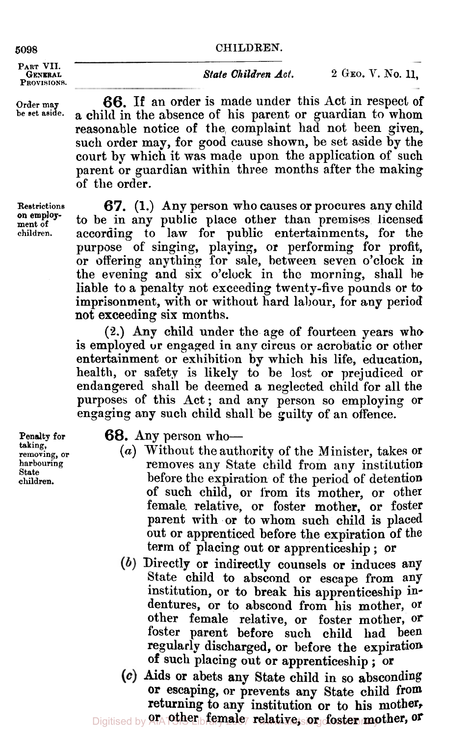PART VII. GENERAL PROVISIONS.

*State Children Act.* 2 GEO. V. No. 11,

**66.** If an order is made under this Act in respect of a child in the absence of his parent or guardian to whom reasonable notice of the complaint had not been given, such order may, for good cause shown, be set aside by the court by which it was made upon the application of such parent or guardian within three months after the making of the order.

*Order may be set aside.*

**67. (1.)** Any person who causes or procures any child to be in any public place other than premises licensed according to law for public entertainments, for the purpose of singing, playing, or performing for profit, or offering anything for sale, between seven o'clock in the evening and six o'clock in the morning, shall be liable to a penalty not exceeding twenty-five pounds or to imprisonment, with or without hard labour, for any period not exceeding six months.

*Restrictions on employment of children.*

(2.) Any child under the age of fourteen years who is employed or engaged in any circus or acrobatic or other entertainment or exhibition by which his life, education, health, or safety is likely to be lost or prejudiced or endangered shall be deemed a neglected child for all the purposes of this Act; and any person so employing or engaging any such child shall be guilty of an offence.

**68.** Any person who—

*Penalty for taking, removing, or harbouring State children.*

(*a*) Without the authority of the Minister, takes or removes any State child from any institution before the expiration of the period of detention of such child, or from its mother, or other female relative, or foster mother, or foster parent with or to whom such child is placed out or apprenticed before the expiration of the term of placing out or apprenticeship; or

(*b*) Directly or indirectly counsels or induces any State child to abscond or escape from any institution, or to break his apprenticeship indentures, or to abscond from his mother, or other female relative, or foster mother, or foster parent before such child had been regularly discharged, or before the expiration of such placing out or apprenticeship; or

(*c*) Aids or abets any State child in so absconding or escaping, or prevents any State child from returning to any institution or to his mother, or other female relative, or foster mother, or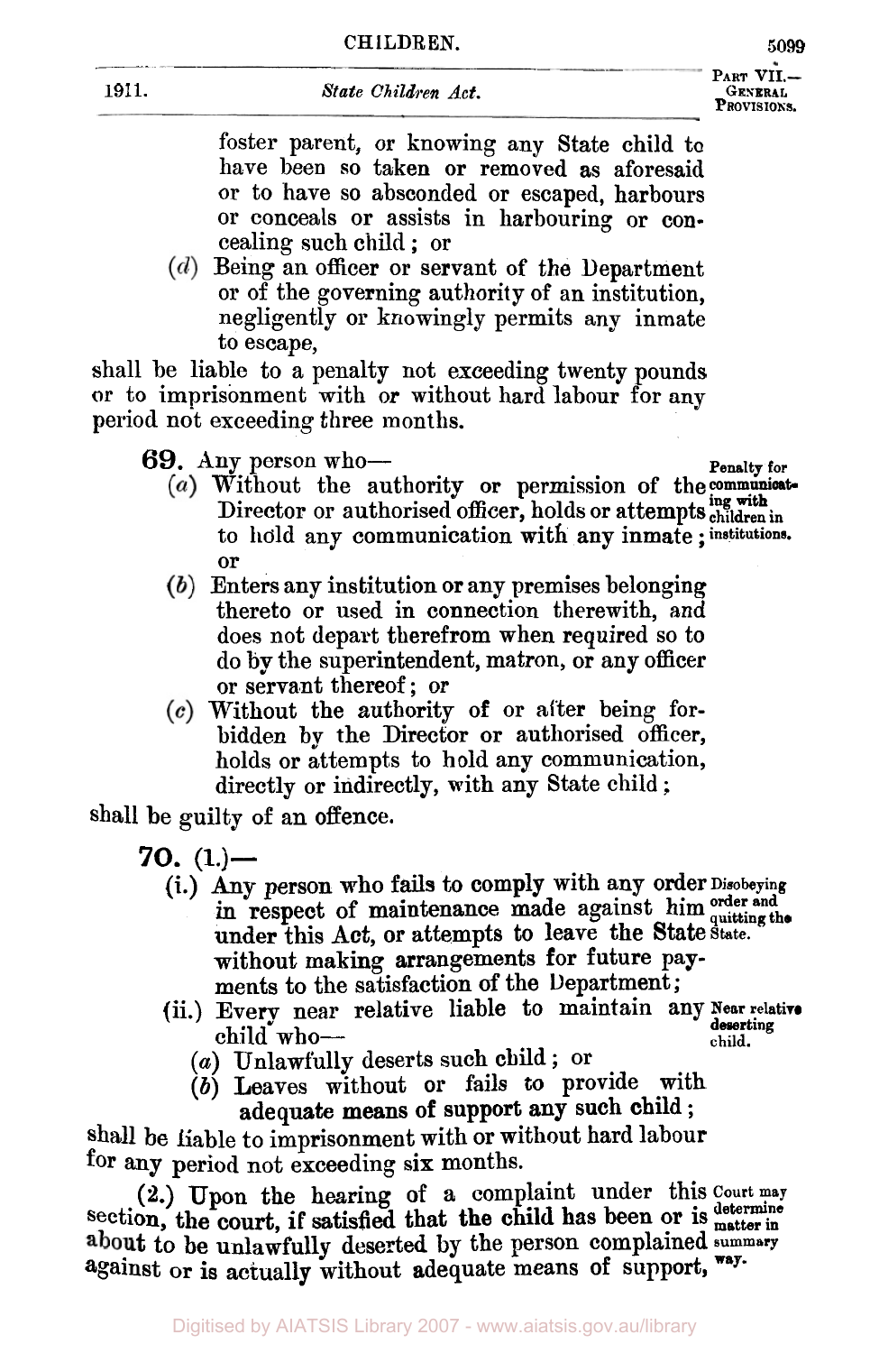foster parent, or knowing any State child to have been so taken or removed as aforesaid or to have so absconded or escaped, harbours or conceals or assists in harbouring or concealing such child; or

(*d*) Being an officer or servant of the Department or of the governing authority of an institution, negligently or knowingly permits any inmate to escape,

shall be liable to a penalty not exceeding twenty pounds or to imprisonment with or without hard labour for any period not exceeding three months.

**69.** Any person who—

*Penalty for communicating with children in institutions.*

(*a*) Without the authority or permission of the Director or authorised officer, holds or attempts to hold any communication with any inmate; or

(*b*) Enters any institution or any premises belonging thereto or used in connection therewith, and does not depart therefrom when required so to do by the superintendent, matron, or any officer or servant thereof; or

(*c*) Without the authority of or after being forbidden by the Director or authorised officer, holds or attempts to hold any communication, directly or indirectly, with any State child;

shall be guilty of an offence.

**70.** (1.)—

*Disobeying order and quitting the State.*

(i.) Any person who fails to comply with any order in respect of maintenance made against him under this Act, or attempts to leave the State without making arrangements for future payments to the satisfaction of the Department;

*Near relative deserting child.*

(ii.) Every near relative liable to maintain any child who—

(*a*) Unlawfully deserts such child; or

(*b*) Leaves without or fails to provide with adequate means of support any such child;

shall be liable to imprisonment with or without hard labour for any period not exceeding six months.

*Court may determine matter in summary way.*

(2.) Upon the hearing of a complaint under this section, the court, if satisfied that the child has been or is about to be unlawfully deserted by the person complained against or is actually without adequate means of support,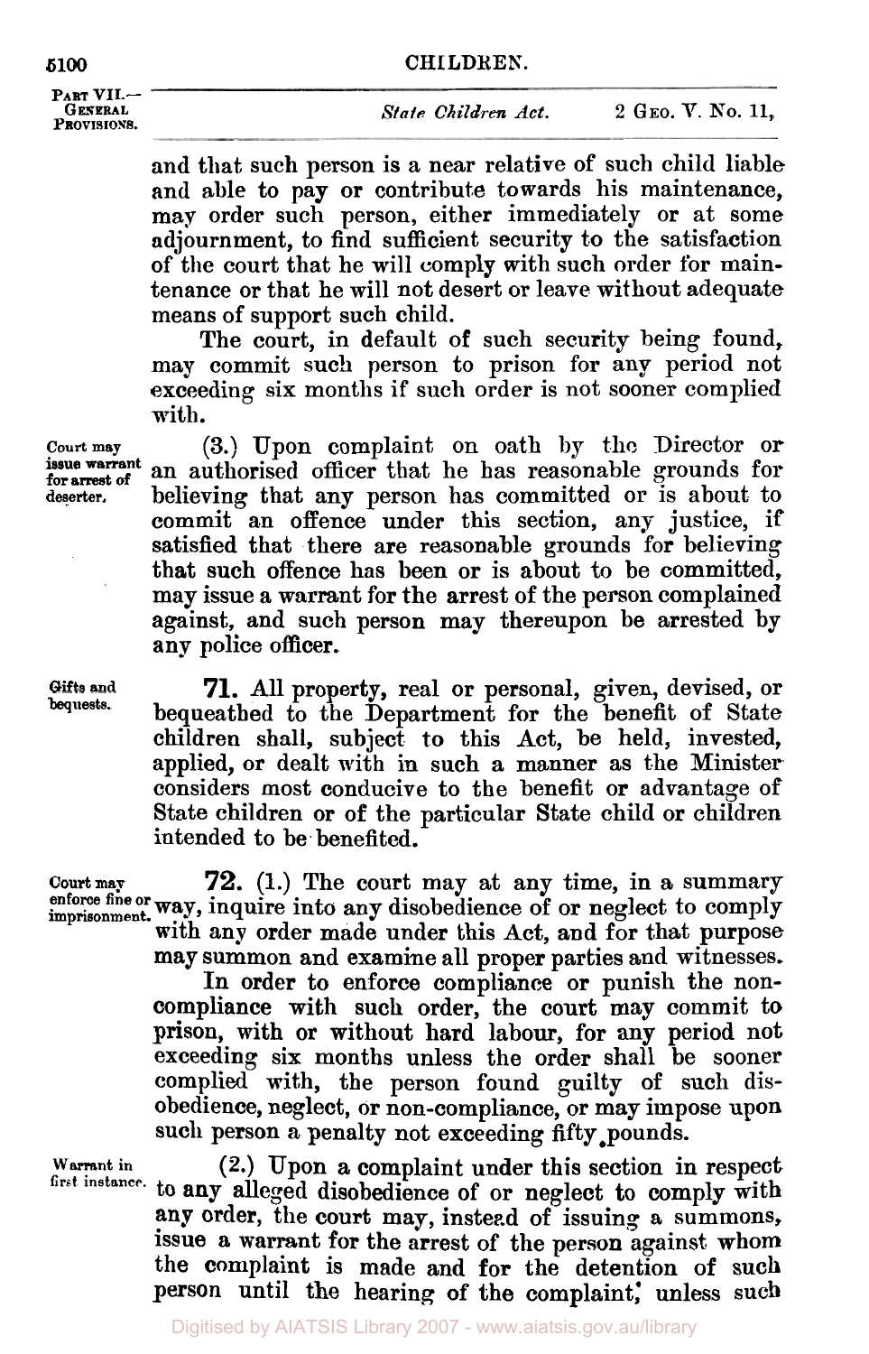and that such person is a near relative of such child liable and able to pay or contribute towards his maintenance, may order such person, either immediately or at some adjournment, to find sufficient security to the satisfaction of the court that he will comply with such order for maintenance or that he will not desert or leave without adequate means of support such child.

The court, in default of such security being found, may commit such person to prison for any period not exceeding six months if such order is not sooner complied with.

*Court may issue warrant for arrest of deserter.*

(3.) Upon complaint on oath by the Director or an authorised officer that he has reasonable grounds for believing that any person has committed or is about to commit an offence under this section, any justice, if satisfied that there are reasonable grounds for believing that such offence has been or is about to be committed, may issue a warrant for the arrest of the person complained against, and such person may thereupon be arrested by any police officer.

*Gifts and bequests.*

**71.** All property, real or personal, given, devised, or bequeathed to the Department for the benefit of State children shall, subject to this Act, be held, invested, applied, or dealt with in such a manner as the Minister considers most conducive to the benefit or advantage of State children or of the particular State child or children intended to be benefited.

*Court may enforce fine or imprisonment.*

**72.** (1.) The court may at any time, in a summary way, inquire into any disobedience of or neglect to comply with any order made under this Act, and for that purpose may summon and examine all proper parties and witnesses.

In order to enforce compliance or punish the non-compliance with such order, the court may commit to prison, with or without hard labour, for any period not exceeding six months unless the order shall be sooner complied with, the person found guilty of such disobedience, neglect, or non-compliance, or may impose upon such person a penalty not exceeding fifty pounds.

*Warrant in first instance.*

(2.) Upon a complaint under this section in respect to any alleged disobedience of or neglect to comply with any order, the court may, instead of issuing a summons, issue a warrant for the arrest of the person against whom the complaint is made and for the detention of such person until the hearing of the complaint, unless such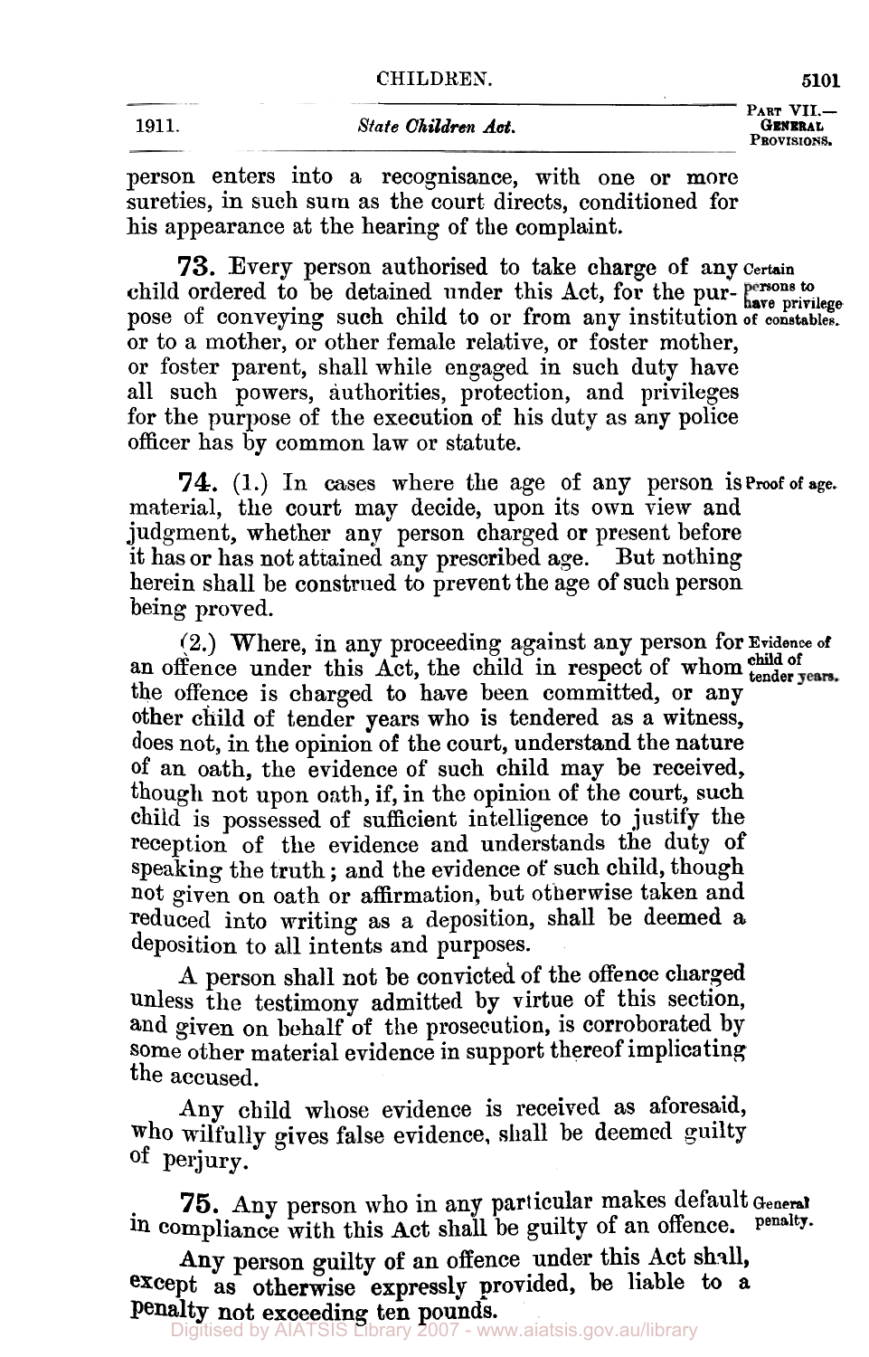person enters into a recognisance, with one or more sureties, in such sum as the court directs, conditioned for his appearance at the hearing of the complaint.

**73.** Every person authorised to take charge of any child ordered to be detained under this Act, for the purpose of conveying such child to or from any institution or to a mother, or other female relative, or foster mother, or foster parent, shall while engaged in such duty have all such powers, authorities, protection, and privileges for the purpose of the execution of his duty as any police officer has by common law or statute.

*Certain persons to have privilege of constables.*

**74.** (1.) In cases where the age of any person is material, the court may decide, upon its own view and judgment, whether any person charged or present before it has or has not attained any prescribed age. But nothing herein shall be construed to prevent the age of such person being proved.

*Proof of age.*

(2.) Where, in any proceeding against any person for an offence under this Act, the child in respect of whom the offence is charged to have been committed, or any other child of tender years who is tendered as a witness, does not, in the opinion of the court, understand the nature of an oath, the evidence of such child may be received, though not upon oath, if, in the opinion of the court, such child is possessed of sufficient intelligence to justify the reception of the evidence and understands the duty of speaking the truth; and the evidence of such child, though not given on oath or affirmation, but otherwise taken and reduced into writing as a deposition, shall be deemed a deposition to all intents and purposes.

*Evidence of child of tender years.*

A person shall not be convicted of the offence charged unless the testimony admitted by virtue of this section, and given on behalf of the prosecution, is corroborated by some other material evidence in support thereof implicating the accused.

Any child whose evidence is received as aforesaid, who wilfully gives false evidence, shall be deemed guilty of perjury.

**75.** Any person who in any particular makes default in compliance with this Act shall be guilty of an offence.

*General penalty.*

Any person guilty of an offence under this Act shall, except as otherwise expressly provided, be liable to a penalty not exceeding ten pounds.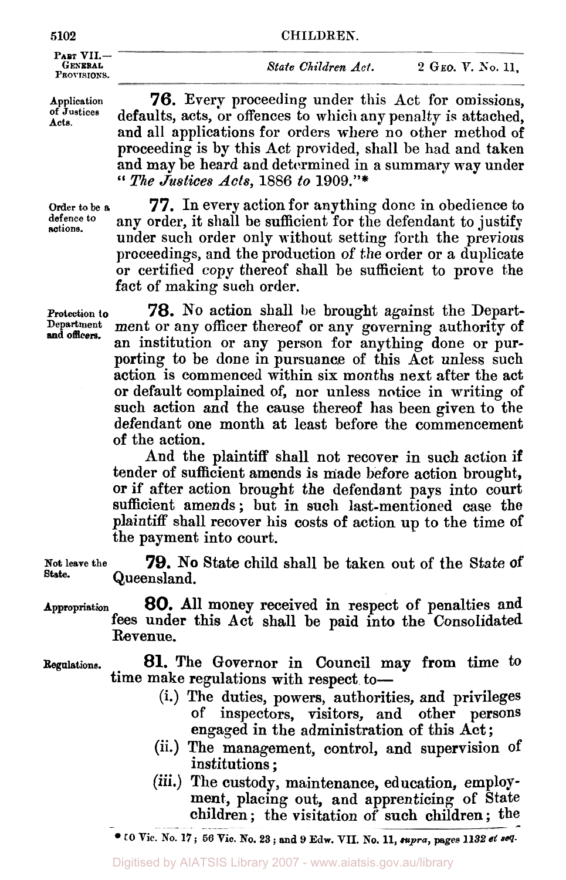**76.** Every proceeding under this Act for omissions, defaults, acts, or offences to which any penalty is attached, and all applications for orders where no other method of proceeding is by this Act provided, shall be had and taken and may be heard and determined in a summary way under "*The Justices Acts*, 1886 *to* 1909."*

*Application of Justices Acts.*

**77.** In every action for anything done in obedience to any order, it shall be sufficient for the defendant to justify under such order only without setting forth the previous proceedings, and the production of the order or a duplicate or certified copy thereof shall be sufficient to prove the fact of making such order.

*Order to be a defence to actions.*

**78.** No action shall be brought against the Department or any officer thereof or any governing authority of an institution or any person for anything done or purporting to be done in pursuance of this Act unless such action is commenced within six months next after the act or default complained of, nor unless notice in writing of such action and the cause thereof has been given to the defendant one month at least before the commencement of the action.

*Protection to Department and officers.*

And the plaintiff shall not recover in such action if tender of sufficient amends is made before action brought, or if after action brought the defendant pays into court sufficient amends; but in such last-mentioned case the plaintiff shall recover his costs of action up to the time of the payment into court.

**79.** No State child shall be taken out of the State of Queensland.

*Not leave the State.*

**80.** All money received in respect of penalties and fees under this Act shall be paid into the Consolidated Revenue.

*Appropriation*

**81.** The Governor in Council may from time to time make regulations with respect to—

*Regulations.*

- (i.) The duties, powers, authorities, and privileges of inspectors, visitors, and other persons engaged in the administration of this Act;
- (ii.) The management, control, and supervision of institutions;
- (iii.) The custody, maintenance, education, employment, placing out, and apprenticing of State children; the visitation of such children; the

\* 50 Vic. No. 17; 56 Vic. No. 23; and 9 Edw. VII. No. 11, *supra*, pages 1132 *et seq*.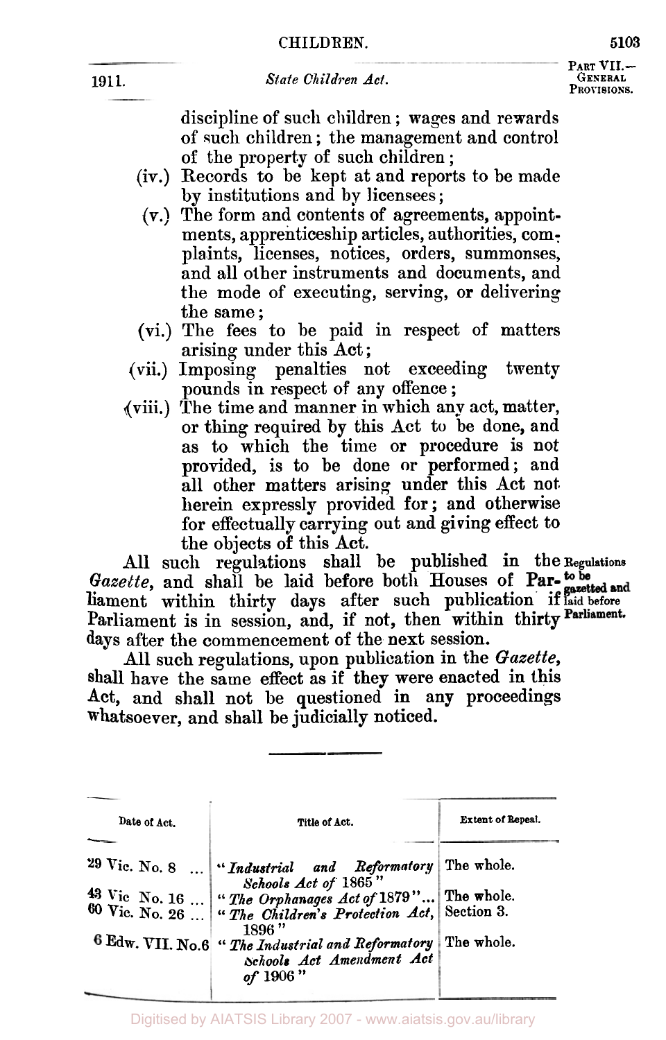discipline of such children; wages and rewards of such children; the management and control of the property of such children;

(iv.) Records to be kept at and reports to be made by institutions and by licensees;

(v.) The form and contents of agreements, appointments, apprenticeship articles, authorities, complaints, licenses, notices, orders, summonses, and all other instruments and documents, and the mode of executing, serving, or delivering the same;

(vi.) The fees to be paid in respect of matters arising under this Act;

(vii.) Imposing penalties not exceeding twenty pounds in respect of any offence;

(viii.) The time and manner in which any act, matter, or thing required by this Act to be done, and as to which the time or procedure is not provided, is to be done or performed; and all other matters arising under this Act not herein expressly provided for; and otherwise for effectually carrying out and giving effect to the objects of this Act.

**Regulations to be gazetted and laid before Parliament.**

All such regulations shall be published in the *Gazette*, and shall be laid before both Houses of Parliament within thirty days after such publication if Parliament is in session, and, if not, then within thirty days after the commencement of the next session.

All such regulations, upon publication in the *Gazette*, shall have the same effect as if they were enacted in this Act, and shall not be questioned in any proceedings whatsoever, and shall be judicially noticed.

---

| Date of Act. | Title of Act. | Extent of Repeal. |
|---|---|---|
| 29 Vic. No. 8 ... | "*Industrial and Reformatory Schools Act of* 1865" | The whole. |
| 43 Vic No. 16 ... | "*The Orphanages Act of* 1879"... | The whole. |
| 60 Vic. No. 26 ... | "*The Children's Protection Act,* 1896" | Section 3. |
| 6 Edw. VII. No. 6 | "*The Industrial and Reformatory Schools Act Amendment Act of* 1906" | The whole. |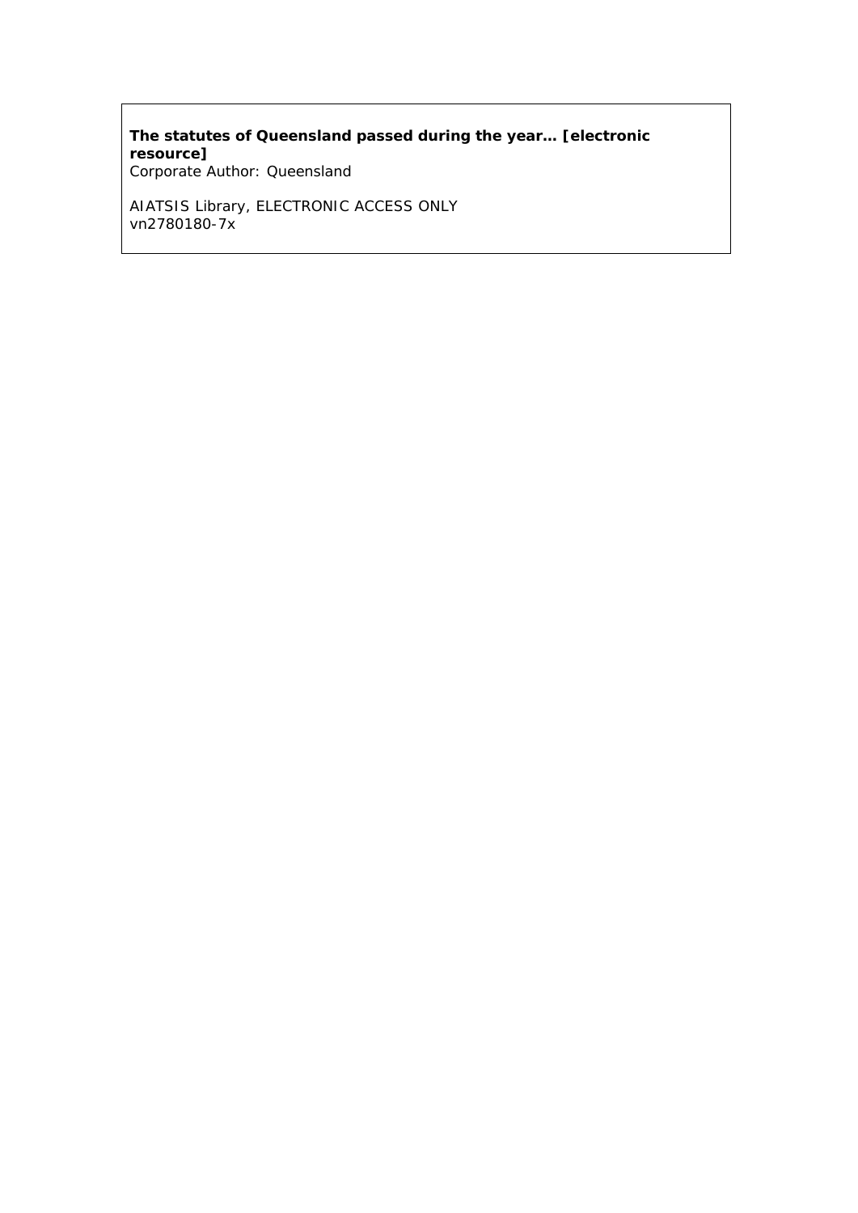**The statutes of Queensland passed during the year… [electronic resource]**
Corporate Author: Queensland

AIATSIS Library, ELECTRONIC ACCESS ONLY
vn2780180-7x